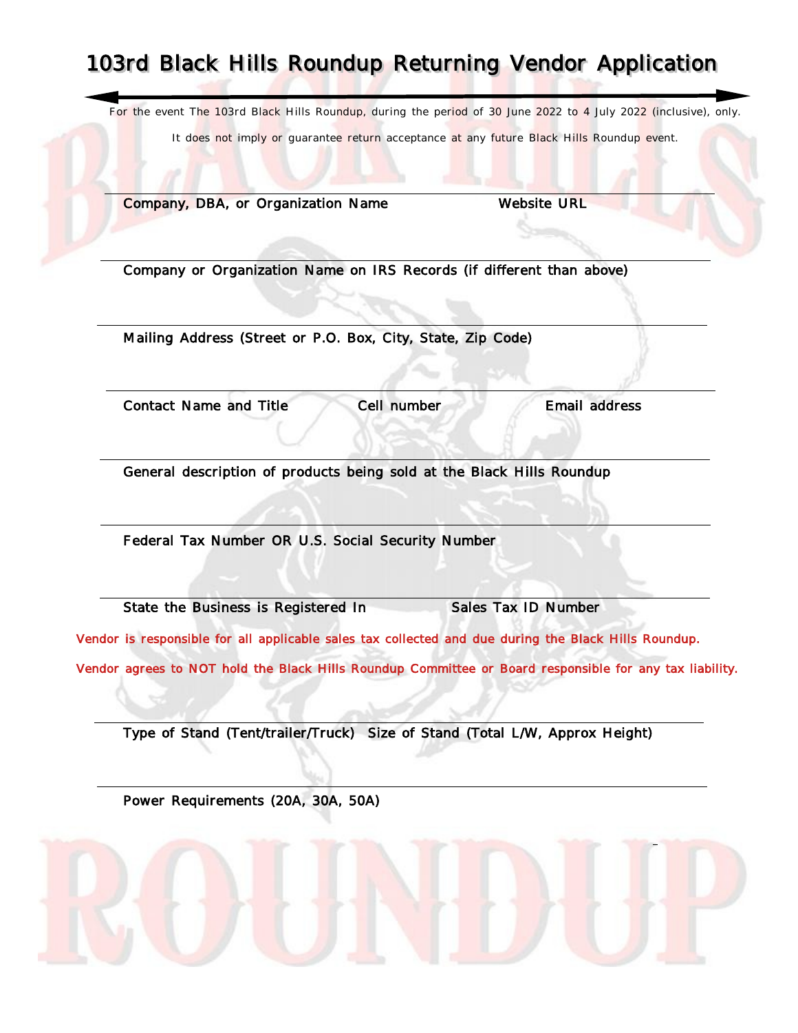# 103rd Black Hills Roundup Returning Vendor Application

For the event The 103rd Black Hills Roundup, during the period of 30 June 2022 to 4 July 2022 (inclusive), only.

It does not imply or guarantee return acceptance at any future Black Hills Roundup event.

Company, DBA, or Organization Name        Website URL

Company or Organization Name on IRS Records (if different than above)

Mailing Address (Street or P.O. Box, City, State, Zip Code)

Contact Name and Title        Cell number        Email address

General description of products being sold at the Black Hills Roundup

Federal Tax Number OR U.S. Social Security Number

State the Business is Registered In        Sales Tax ID Number

Vendor is responsible for all applicable sales tax collected and due during the Black Hills Roundup.

Vendor agrees to NOT hold the Black Hills Roundup Committee or Board responsible for any tax liability.

Type of Stand (Tent/trailer/Truck)  Size of Stand (Total L/W, Approx Height)

Power Requirements (20A, 30A, 50A)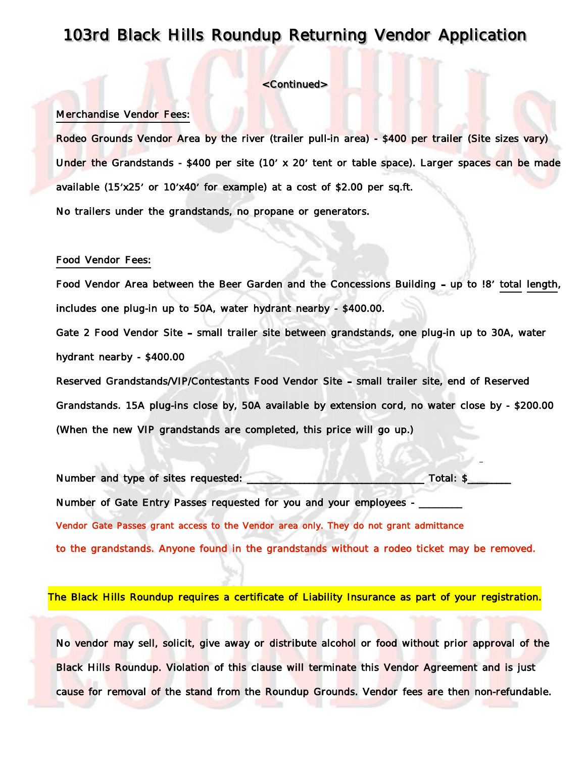# 103rd Black Hills Roundup Returning Vendor Application

<Continued>

Merchandise Vendor Fees:

Rodeo Grounds Vendor Area by the river (trailer pull-in area) - $400 per trailer (Site sizes vary)

Under the Grandstands - $400 per site (10' x 20' tent or table space). Larger spaces can be made available (15'x25' or 10'x40' for example) at a cost of $2.00 per sq.ft.

No trailers under the grandstands, no propane or generators.

Food Vendor Fees:

Food Vendor Area between the Beer Garden and the Concessions Building – up to !8' total length, includes one plug-in up to 50A, water hydrant nearby - $400.00.

Gate 2 Food Vendor Site – small trailer site between grandstands, one plug-in up to 30A, water hydrant nearby - $400.00

Reserved Grandstands/VIP/Contestants Food Vendor Site – small trailer site, end of Reserved Grandstands. 15A plug-ins close by, 50A available by extension cord, no water close by - $200.00 (When the new VIP grandstands are completed, this price will go up.)

Number and type of sites requested: ______________________________ Total: $_______

Number of Gate Entry Passes requested for you and your employees - _______

Vendor Gate Passes grant access to the Vendor area only. They do not grant admittance to the grandstands. Anyone found in the grandstands without a rodeo ticket may be removed.

The Black Hills Roundup requires a certificate of Liability Insurance as part of your registration.

No vendor may sell, solicit, give away or distribute alcohol or food without prior approval of the Black Hills Roundup. Violation of this clause will terminate this Vendor Agreement and is just cause for removal of the stand from the Roundup Grounds. Vendor fees are then non-refundable.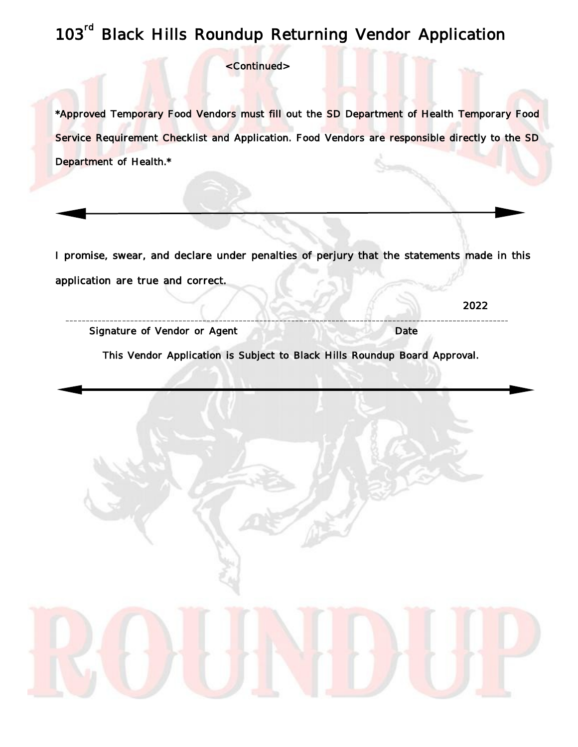# 103rd Black Hills Roundup Returning Vendor Application

<Continued>

*Approved Temporary Food Vendors must fill out the SD Department of Health Temporary Food Service Requirement Checklist and Application. Food Vendors are responsible directly to the SD Department of Health.*

---

I promise, swear, and declare under penalties of perjury that the statements made in this application are true and correct.

| | |
|---|---|
| | 2022 |
| Signature of Vendor or Agent | Date |

This Vendor Application is Subject to Black Hills Roundup Board Approval.

---